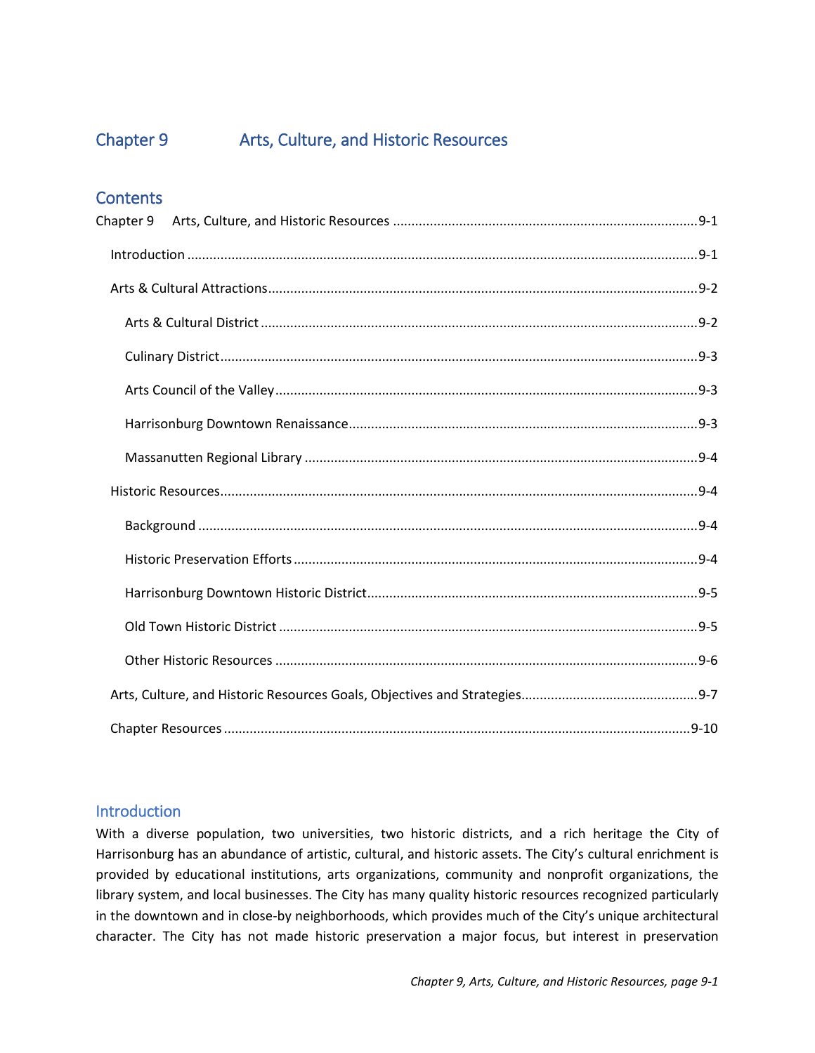# Chapter 9 Arts, Culture, and Historic Resources

## Contents

Chapter 9 Arts, Culture, and Historic Resources ....... 9-1

- Introduction ....... 9-1
- Arts & Cultural Attractions ....... 9-2
  - Arts & Cultural District ....... 9-2
  - Culinary District ....... 9-3
  - Arts Council of the Valley ....... 9-3
  - Harrisonburg Downtown Renaissance ....... 9-3
  - Massanutten Regional Library ....... 9-4
- Historic Resources ....... 9-4
  - Background ....... 9-4
  - Historic Preservation Efforts ....... 9-4
  - Harrisonburg Downtown Historic District ....... 9-5
  - Old Town Historic District ....... 9-5
  - Other Historic Resources ....... 9-6
- Arts, Culture, and Historic Resources Goals, Objectives and Strategies ....... 9-7
- Chapter Resources ....... 9-10

## Introduction

With a diverse population, two universities, two historic districts, and a rich heritage the City of Harrisonburg has an abundance of artistic, cultural, and historic assets. The City's cultural enrichment is provided by educational institutions, arts organizations, community and nonprofit organizations, the library system, and local businesses. The City has many quality historic resources recognized particularly in the downtown and in close-by neighborhoods, which provides much of the City's unique architectural character. The City has not made historic preservation a major focus, but interest in preservation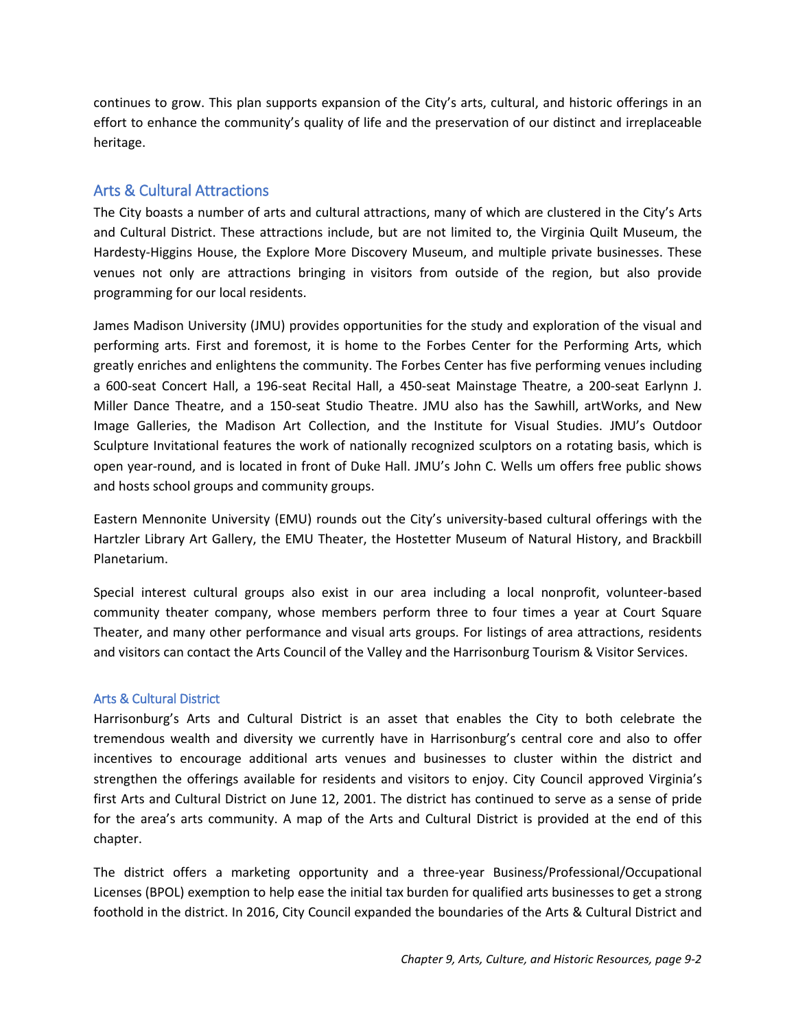continues to grow. This plan supports expansion of the City's arts, cultural, and historic offerings in an effort to enhance the community's quality of life and the preservation of our distinct and irreplaceable heritage.

## Arts & Cultural Attractions

The City boasts a number of arts and cultural attractions, many of which are clustered in the City's Arts and Cultural District. These attractions include, but are not limited to, the Virginia Quilt Museum, the Hardesty-Higgins House, the Explore More Discovery Museum, and multiple private businesses. These venues not only are attractions bringing in visitors from outside of the region, but also provide programming for our local residents.

James Madison University (JMU) provides opportunities for the study and exploration of the visual and performing arts. First and foremost, it is home to the Forbes Center for the Performing Arts, which greatly enriches and enlightens the community. The Forbes Center has five performing venues including a 600-seat Concert Hall, a 196-seat Recital Hall, a 450-seat Mainstage Theatre, a 200-seat Earlynn J. Miller Dance Theatre, and a 150-seat Studio Theatre. JMU also has the Sawhill, artWorks, and New Image Galleries, the Madison Art Collection, and the Institute for Visual Studies. JMU's Outdoor Sculpture Invitational features the work of nationally recognized sculptors on a rotating basis, which is open year-round, and is located in front of Duke Hall. JMU's John C. Wells um offers free public shows and hosts school groups and community groups.

Eastern Mennonite University (EMU) rounds out the City's university-based cultural offerings with the Hartzler Library Art Gallery, the EMU Theater, the Hostetter Museum of Natural History, and Brackbill Planetarium.

Special interest cultural groups also exist in our area including a local nonprofit, volunteer-based community theater company, whose members perform three to four times a year at Court Square Theater, and many other performance and visual arts groups. For listings of area attractions, residents and visitors can contact the Arts Council of the Valley and the Harrisonburg Tourism & Visitor Services.

### Arts & Cultural District

Harrisonburg's Arts and Cultural District is an asset that enables the City to both celebrate the tremendous wealth and diversity we currently have in Harrisonburg's central core and also to offer incentives to encourage additional arts venues and businesses to cluster within the district and strengthen the offerings available for residents and visitors to enjoy. City Council approved Virginia's first Arts and Cultural District on June 12, 2001. The district has continued to serve as a sense of pride for the area's arts community. A map of the Arts and Cultural District is provided at the end of this chapter.

The district offers a marketing opportunity and a three-year Business/Professional/Occupational Licenses (BPOL) exemption to help ease the initial tax burden for qualified arts businesses to get a strong foothold in the district. In 2016, City Council expanded the boundaries of the Arts & Cultural District and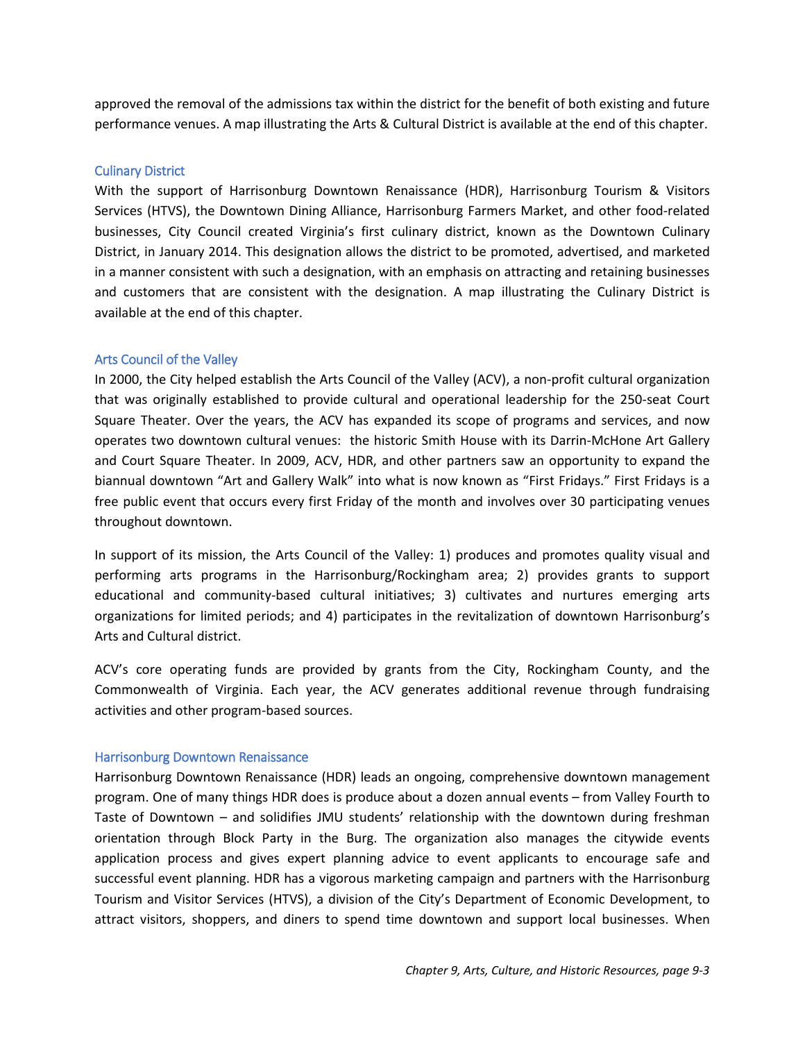approved the removal of the admissions tax within the district for the benefit of both existing and future performance venues. A map illustrating the Arts & Cultural District is available at the end of this chapter.

### Culinary District

With the support of Harrisonburg Downtown Renaissance (HDR), Harrisonburg Tourism & Visitors Services (HTVS), the Downtown Dining Alliance, Harrisonburg Farmers Market, and other food-related businesses, City Council created Virginia's first culinary district, known as the Downtown Culinary District, in January 2014. This designation allows the district to be promoted, advertised, and marketed in a manner consistent with such a designation, with an emphasis on attracting and retaining businesses and customers that are consistent with the designation. A map illustrating the Culinary District is available at the end of this chapter.

### Arts Council of the Valley

In 2000, the City helped establish the Arts Council of the Valley (ACV), a non-profit cultural organization that was originally established to provide cultural and operational leadership for the 250-seat Court Square Theater. Over the years, the ACV has expanded its scope of programs and services, and now operates two downtown cultural venues: the historic Smith House with its Darrin-McHone Art Gallery and Court Square Theater. In 2009, ACV, HDR, and other partners saw an opportunity to expand the biannual downtown "Art and Gallery Walk" into what is now known as "First Fridays." First Fridays is a free public event that occurs every first Friday of the month and involves over 30 participating venues throughout downtown.

In support of its mission, the Arts Council of the Valley: 1) produces and promotes quality visual and performing arts programs in the Harrisonburg/Rockingham area; 2) provides grants to support educational and community-based cultural initiatives; 3) cultivates and nurtures emerging arts organizations for limited periods; and 4) participates in the revitalization of downtown Harrisonburg's Arts and Cultural district.

ACV's core operating funds are provided by grants from the City, Rockingham County, and the Commonwealth of Virginia. Each year, the ACV generates additional revenue through fundraising activities and other program-based sources.

### Harrisonburg Downtown Renaissance

Harrisonburg Downtown Renaissance (HDR) leads an ongoing, comprehensive downtown management program. One of many things HDR does is produce about a dozen annual events – from Valley Fourth to Taste of Downtown – and solidifies JMU students' relationship with the downtown during freshman orientation through Block Party in the Burg. The organization also manages the citywide events application process and gives expert planning advice to event applicants to encourage safe and successful event planning. HDR has a vigorous marketing campaign and partners with the Harrisonburg Tourism and Visitor Services (HTVS), a division of the City's Department of Economic Development, to attract visitors, shoppers, and diners to spend time downtown and support local businesses. When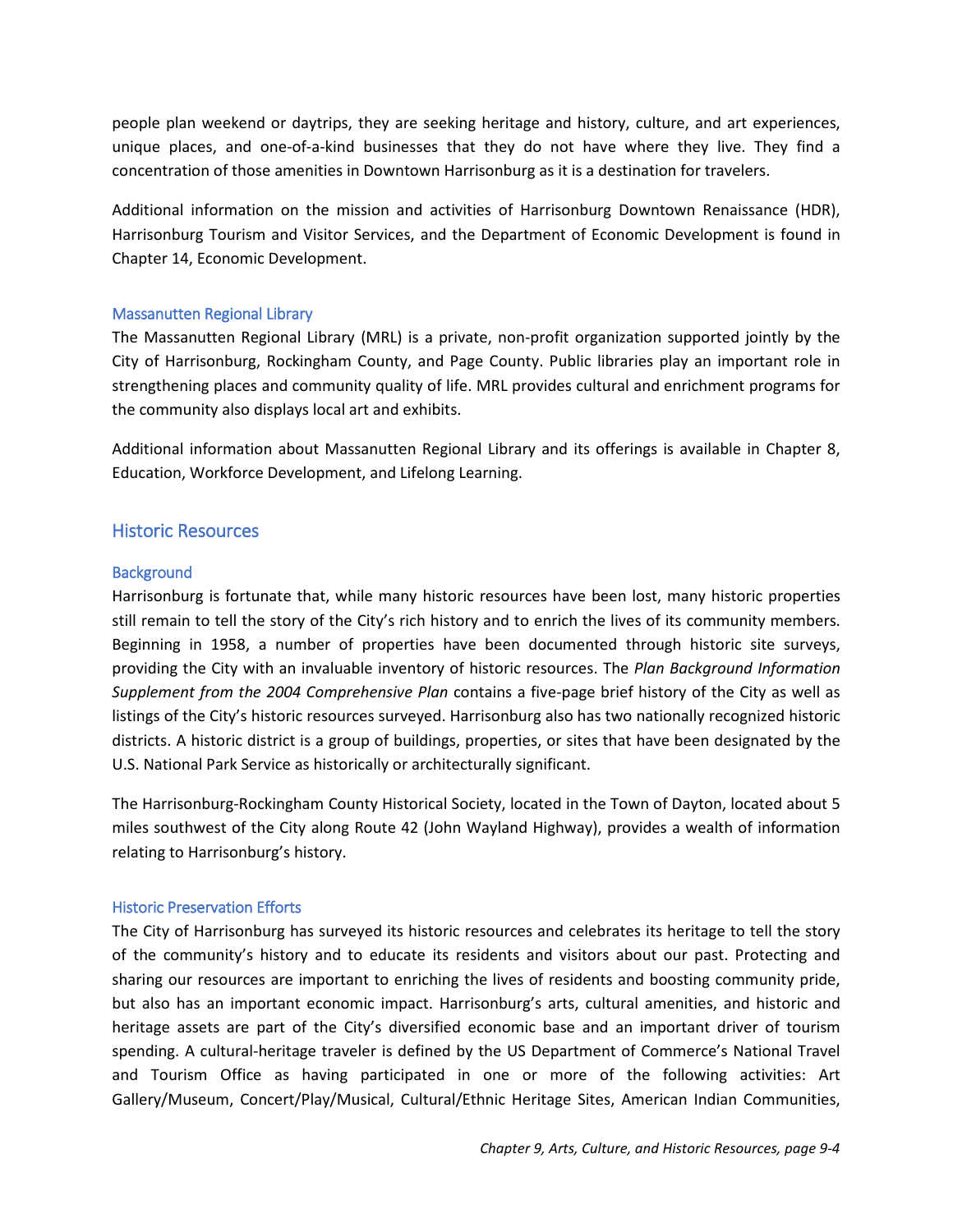people plan weekend or daytrips, they are seeking heritage and history, culture, and art experiences, unique places, and one-of-a-kind businesses that they do not have where they live. They find a concentration of those amenities in Downtown Harrisonburg as it is a destination for travelers.

Additional information on the mission and activities of Harrisonburg Downtown Renaissance (HDR), Harrisonburg Tourism and Visitor Services, and the Department of Economic Development is found in Chapter 14, Economic Development.

### Massanutten Regional Library

The Massanutten Regional Library (MRL) is a private, non-profit organization supported jointly by the City of Harrisonburg, Rockingham County, and Page County. Public libraries play an important role in strengthening places and community quality of life. MRL provides cultural and enrichment programs for the community also displays local art and exhibits.

Additional information about Massanutten Regional Library and its offerings is available in Chapter 8, Education, Workforce Development, and Lifelong Learning.

## Historic Resources

### Background

Harrisonburg is fortunate that, while many historic resources have been lost, many historic properties still remain to tell the story of the City's rich history and to enrich the lives of its community members. Beginning in 1958, a number of properties have been documented through historic site surveys, providing the City with an invaluable inventory of historic resources. The *Plan Background Information Supplement from the 2004 Comprehensive Plan* contains a five-page brief history of the City as well as listings of the City's historic resources surveyed. Harrisonburg also has two nationally recognized historic districts. A historic district is a group of buildings, properties, or sites that have been designated by the U.S. National Park Service as historically or architecturally significant.

The Harrisonburg-Rockingham County Historical Society, located in the Town of Dayton, located about 5 miles southwest of the City along Route 42 (John Wayland Highway), provides a wealth of information relating to Harrisonburg's history.

### Historic Preservation Efforts

The City of Harrisonburg has surveyed its historic resources and celebrates its heritage to tell the story of the community's history and to educate its residents and visitors about our past. Protecting and sharing our resources are important to enriching the lives of residents and boosting community pride, but also has an important economic impact. Harrisonburg's arts, cultural amenities, and historic and heritage assets are part of the City's diversified economic base and an important driver of tourism spending. A cultural-heritage traveler is defined by the US Department of Commerce's National Travel and Tourism Office as having participated in one or more of the following activities: Art Gallery/Museum, Concert/Play/Musical, Cultural/Ethnic Heritage Sites, American Indian Communities,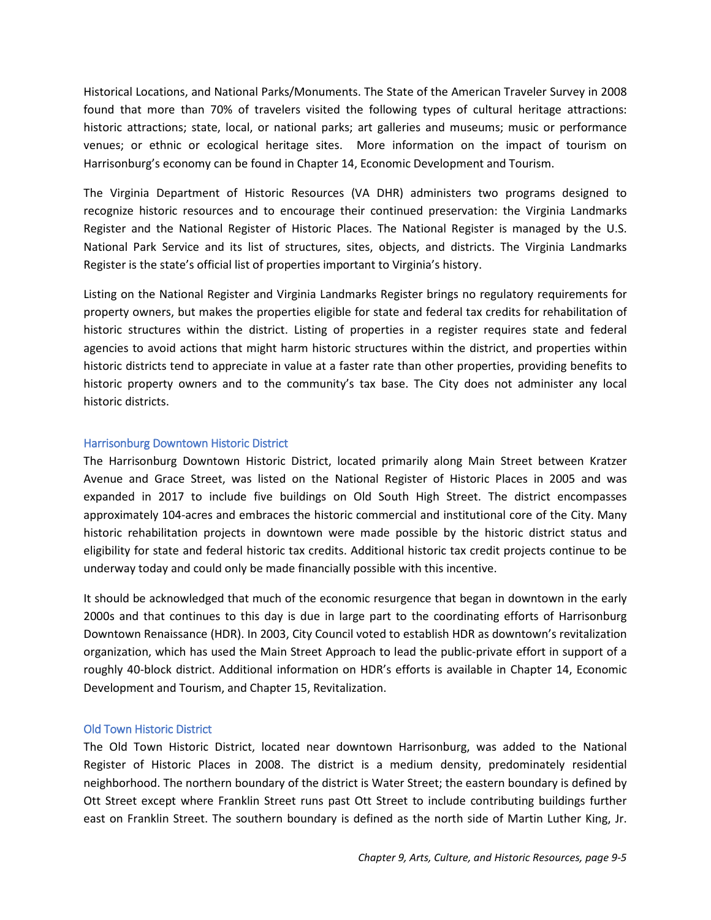Historical Locations, and National Parks/Monuments. The State of the American Traveler Survey in 2008 found that more than 70% of travelers visited the following types of cultural heritage attractions: historic attractions; state, local, or national parks; art galleries and museums; music or performance venues; or ethnic or ecological heritage sites. More information on the impact of tourism on Harrisonburg's economy can be found in Chapter 14, Economic Development and Tourism.

The Virginia Department of Historic Resources (VA DHR) administers two programs designed to recognize historic resources and to encourage their continued preservation: the Virginia Landmarks Register and the National Register of Historic Places. The National Register is managed by the U.S. National Park Service and its list of structures, sites, objects, and districts. The Virginia Landmarks Register is the state's official list of properties important to Virginia's history.

Listing on the National Register and Virginia Landmarks Register brings no regulatory requirements for property owners, but makes the properties eligible for state and federal tax credits for rehabilitation of historic structures within the district. Listing of properties in a register requires state and federal agencies to avoid actions that might harm historic structures within the district, and properties within historic districts tend to appreciate in value at a faster rate than other properties, providing benefits to historic property owners and to the community's tax base. The City does not administer any local historic districts.

### Harrisonburg Downtown Historic District

The Harrisonburg Downtown Historic District, located primarily along Main Street between Kratzer Avenue and Grace Street, was listed on the National Register of Historic Places in 2005 and was expanded in 2017 to include five buildings on Old South High Street. The district encompasses approximately 104-acres and embraces the historic commercial and institutional core of the City. Many historic rehabilitation projects in downtown were made possible by the historic district status and eligibility for state and federal historic tax credits. Additional historic tax credit projects continue to be underway today and could only be made financially possible with this incentive.

It should be acknowledged that much of the economic resurgence that began in downtown in the early 2000s and that continues to this day is due in large part to the coordinating efforts of Harrisonburg Downtown Renaissance (HDR). In 2003, City Council voted to establish HDR as downtown's revitalization organization, which has used the Main Street Approach to lead the public-private effort in support of a roughly 40-block district. Additional information on HDR's efforts is available in Chapter 14, Economic Development and Tourism, and Chapter 15, Revitalization.

### Old Town Historic District

The Old Town Historic District, located near downtown Harrisonburg, was added to the National Register of Historic Places in 2008. The district is a medium density, predominately residential neighborhood. The northern boundary of the district is Water Street; the eastern boundary is defined by Ott Street except where Franklin Street runs past Ott Street to include contributing buildings further east on Franklin Street. The southern boundary is defined as the north side of Martin Luther King, Jr.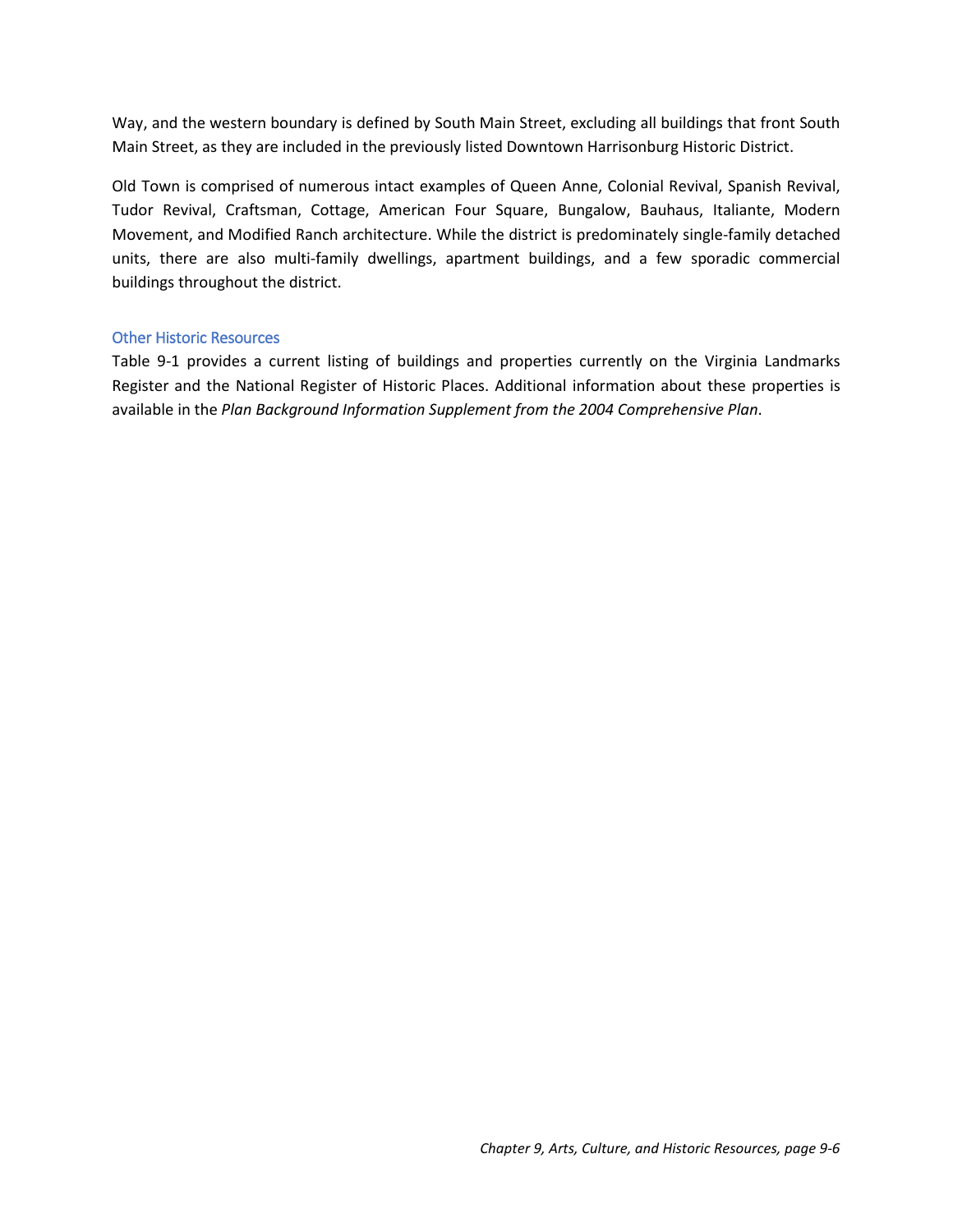Way, and the western boundary is defined by South Main Street, excluding all buildings that front South Main Street, as they are included in the previously listed Downtown Harrisonburg Historic District.

Old Town is comprised of numerous intact examples of Queen Anne, Colonial Revival, Spanish Revival, Tudor Revival, Craftsman, Cottage, American Four Square, Bungalow, Bauhaus, Italiante, Modern Movement, and Modified Ranch architecture. While the district is predominately single-family detached units, there are also multi-family dwellings, apartment buildings, and a few sporadic commercial buildings throughout the district.

### Other Historic Resources

Table 9-1 provides a current listing of buildings and properties currently on the Virginia Landmarks Register and the National Register of Historic Places. Additional information about these properties is available in the *Plan Background Information Supplement from the 2004 Comprehensive Plan*.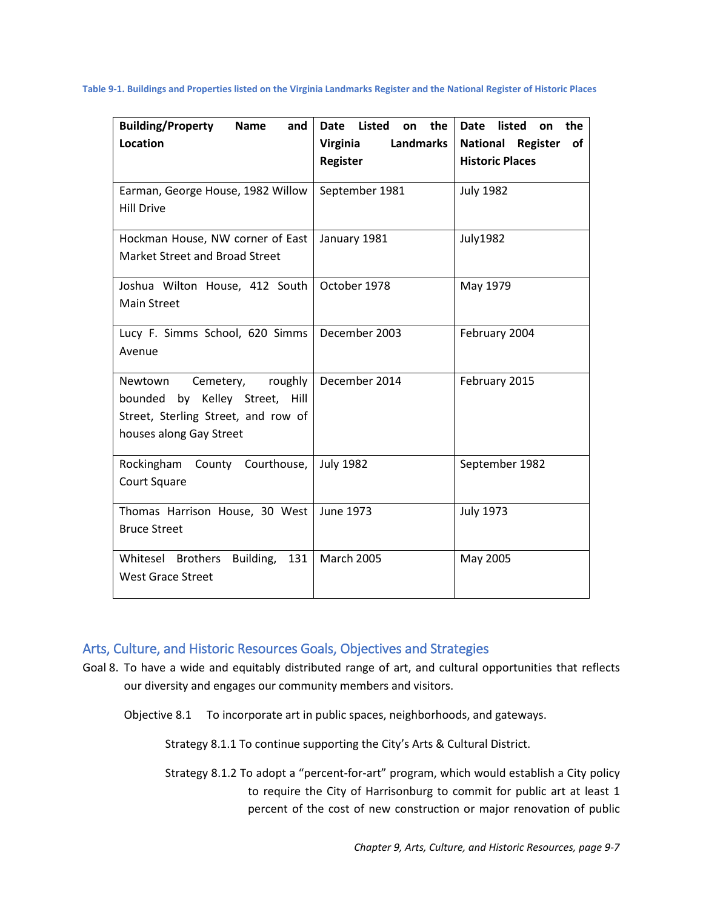**Table 9-1. Buildings and Properties listed on the Virginia Landmarks Register and the National Register of Historic Places**

| Building/Property Name and Location | Date Listed on the Virginia Landmarks Register | Date listed on the National Register of Historic Places |
|---|---|---|
| Earman, George House, 1982 Willow Hill Drive | September 1981 | July 1982 |
| Hockman House, NW corner of East Market Street and Broad Street | January 1981 | July1982 |
| Joshua Wilton House, 412 South Main Street | October 1978 | May 1979 |
| Lucy F. Simms School, 620 Simms Avenue | December 2003 | February 2004 |
| Newtown Cemetery, roughly bounded by Kelley Street, Hill Street, Sterling Street, and row of houses along Gay Street | December 2014 | February 2015 |
| Rockingham County Courthouse, Court Square | July 1982 | September 1982 |
| Thomas Harrison House, 30 West Bruce Street | June 1973 | July 1973 |
| Whitesel Brothers Building, 131 West Grace Street | March 2005 | May 2005 |

## Arts, Culture, and Historic Resources Goals, Objectives and Strategies

Goal 8. To have a wide and equitably distributed range of art, and cultural opportunities that reflects our diversity and engages our community members and visitors.

Objective 8.1 To incorporate art in public spaces, neighborhoods, and gateways.

Strategy 8.1.1 To continue supporting the City's Arts & Cultural District.

Strategy 8.1.2 To adopt a "percent-for-art" program, which would establish a City policy to require the City of Harrisonburg to commit for public art at least 1 percent of the cost of new construction or major renovation of public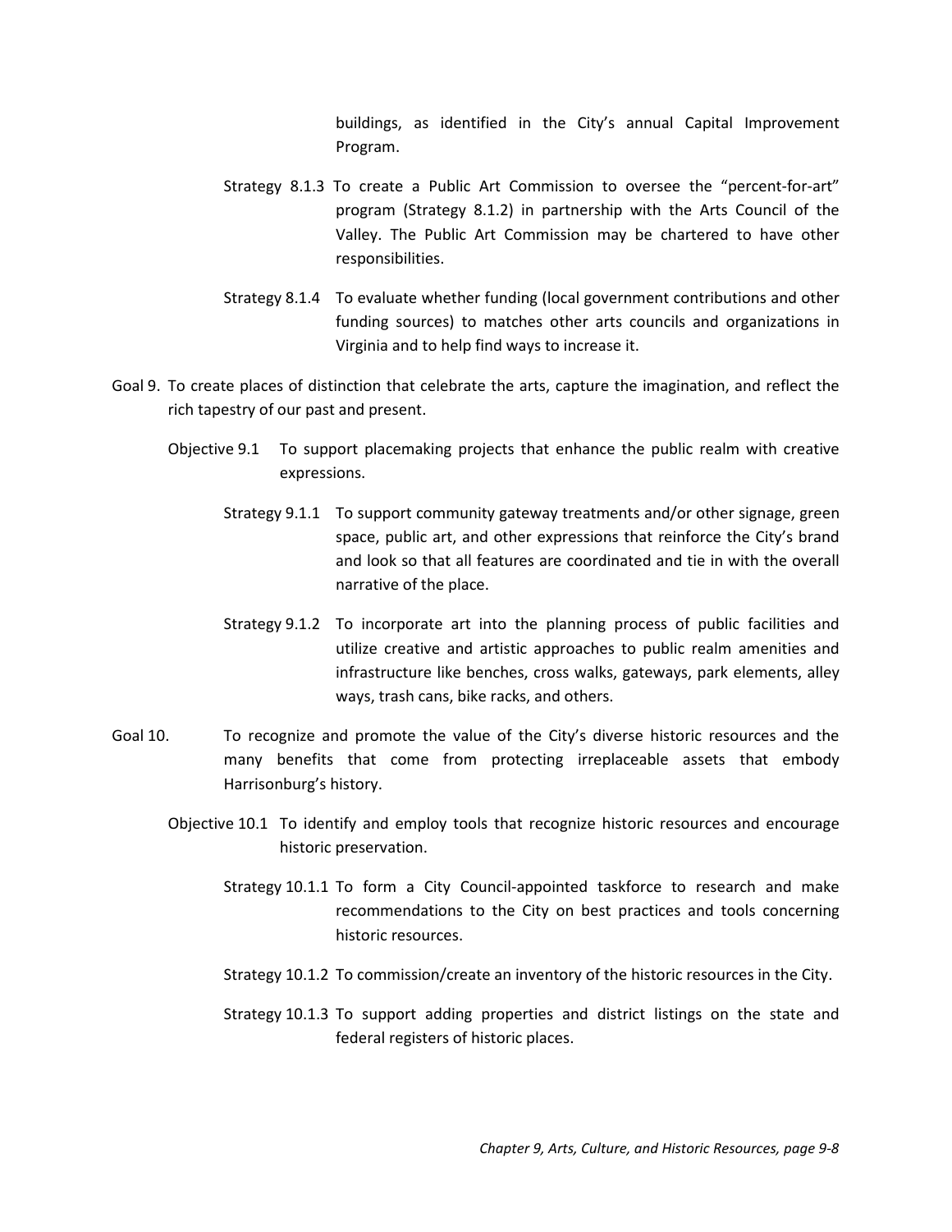buildings, as identified in the City's annual Capital Improvement Program.

Strategy 8.1.3 To create a Public Art Commission to oversee the "percent-for-art" program (Strategy 8.1.2) in partnership with the Arts Council of the Valley. The Public Art Commission may be chartered to have other responsibilities.

Strategy 8.1.4 To evaluate whether funding (local government contributions and other funding sources) to matches other arts councils and organizations in Virginia and to help find ways to increase it.

Goal 9. To create places of distinction that celebrate the arts, capture the imagination, and reflect the rich tapestry of our past and present.

Objective 9.1 To support placemaking projects that enhance the public realm with creative expressions.

Strategy 9.1.1 To support community gateway treatments and/or other signage, green space, public art, and other expressions that reinforce the City's brand and look so that all features are coordinated and tie in with the overall narrative of the place.

Strategy 9.1.2 To incorporate art into the planning process of public facilities and utilize creative and artistic approaches to public realm amenities and infrastructure like benches, cross walks, gateways, park elements, alley ways, trash cans, bike racks, and others.

Goal 10. To recognize and promote the value of the City's diverse historic resources and the many benefits that come from protecting irreplaceable assets that embody Harrisonburg's history.

Objective 10.1 To identify and employ tools that recognize historic resources and encourage historic preservation.

Strategy 10.1.1 To form a City Council-appointed taskforce to research and make recommendations to the City on best practices and tools concerning historic resources.

Strategy 10.1.2 To commission/create an inventory of the historic resources in the City.

Strategy 10.1.3 To support adding properties and district listings on the state and federal registers of historic places.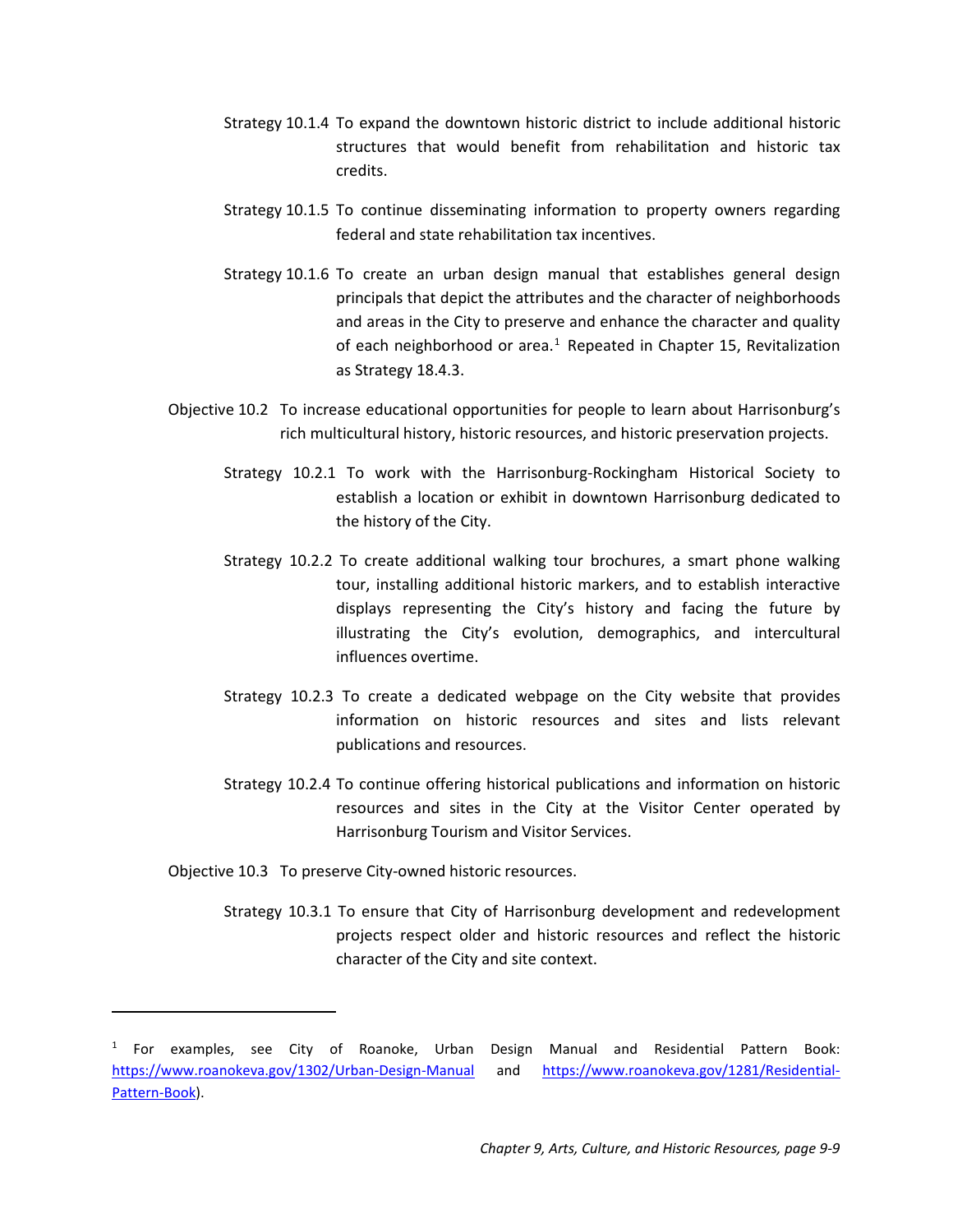Strategy 10.1.4 To expand the downtown historic district to include additional historic structures that would benefit from rehabilitation and historic tax credits.

Strategy 10.1.5 To continue disseminating information to property owners regarding federal and state rehabilitation tax incentives.

Strategy 10.1.6 To create an urban design manual that establishes general design principals that depict the attributes and the character of neighborhoods and areas in the City to preserve and enhance the character and quality of each neighborhood or area.[1] Repeated in Chapter 15, Revitalization as Strategy 18.4.3.

Objective 10.2 To increase educational opportunities for people to learn about Harrisonburg's rich multicultural history, historic resources, and historic preservation projects.

Strategy 10.2.1 To work with the Harrisonburg-Rockingham Historical Society to establish a location or exhibit in downtown Harrisonburg dedicated to the history of the City.

Strategy 10.2.2 To create additional walking tour brochures, a smart phone walking tour, installing additional historic markers, and to establish interactive displays representing the City's history and facing the future by illustrating the City's evolution, demographics, and intercultural influences overtime.

Strategy 10.2.3 To create a dedicated webpage on the City website that provides information on historic resources and sites and lists relevant publications and resources.

Strategy 10.2.4 To continue offering historical publications and information on historic resources and sites in the City at the Visitor Center operated by Harrisonburg Tourism and Visitor Services.

Objective 10.3 To preserve City-owned historic resources.

Strategy 10.3.1 To ensure that City of Harrisonburg development and redevelopment projects respect older and historic resources and reflect the historic character of the City and site context.

---

[1] For examples, see City of Roanoke, Urban Design Manual and Residential Pattern Book: https://www.roanokeva.gov/1302/Urban-Design-Manual and https://www.roanokeva.gov/1281/Residential-Pattern-Book).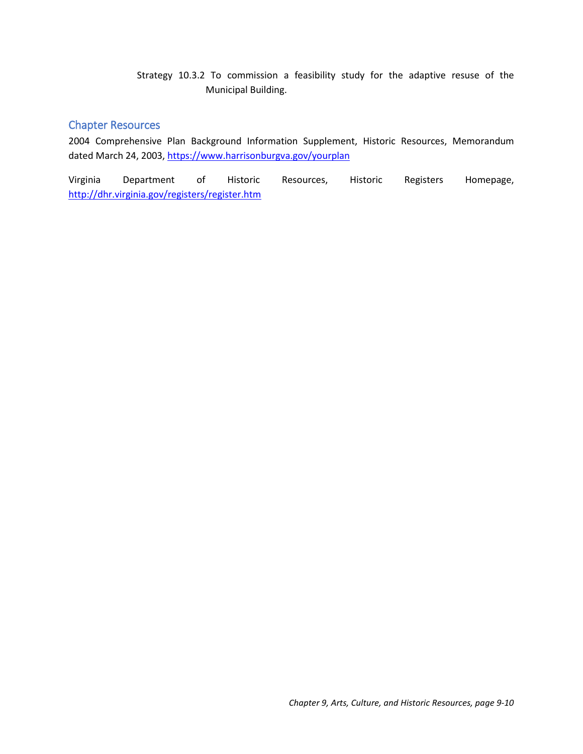Strategy 10.3.2 To commission a feasibility study for the adaptive resuse of the Municipal Building.

## Chapter Resources

2004 Comprehensive Plan Background Information Supplement, Historic Resources, Memorandum dated March 24, 2003, https://www.harrisonburgva.gov/yourplan

Virginia Department of Historic Resources, Historic Registers Homepage, http://dhr.virginia.gov/registers/register.htm